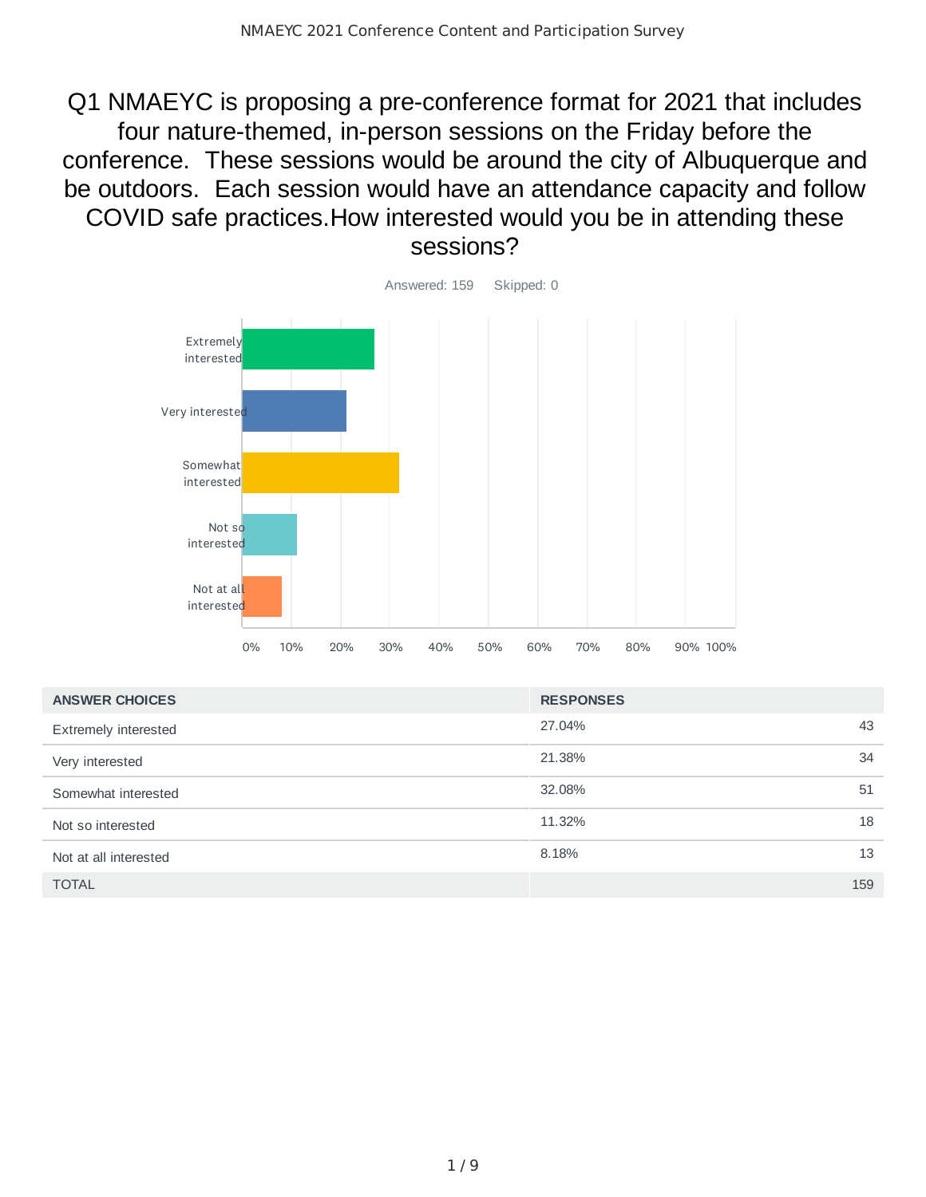# Q1 NMAEYC is proposing a pre-conference format for 2021 that includes four nature-themed, in-person sessions on the Friday before the conference. These sessions would be around the city of Albuquerque and be outdoors. Each session would have an attendance capacity and follow COVID safe practices.How interested would you be in attending these sessions?

Answered: 159 Skipped: 0

| ANSWER CHOICES | RESPONSES | |
|---|---|---|
| Extremely interested | 27.04% | 43 |
| Very interested | 21.38% | 34 |
| Somewhat interested | 32.08% | 51 |
| Not so interested | 11.32% | 18 |
| Not at all interested | 8.18% | 13 |
| TOTAL | | 159 |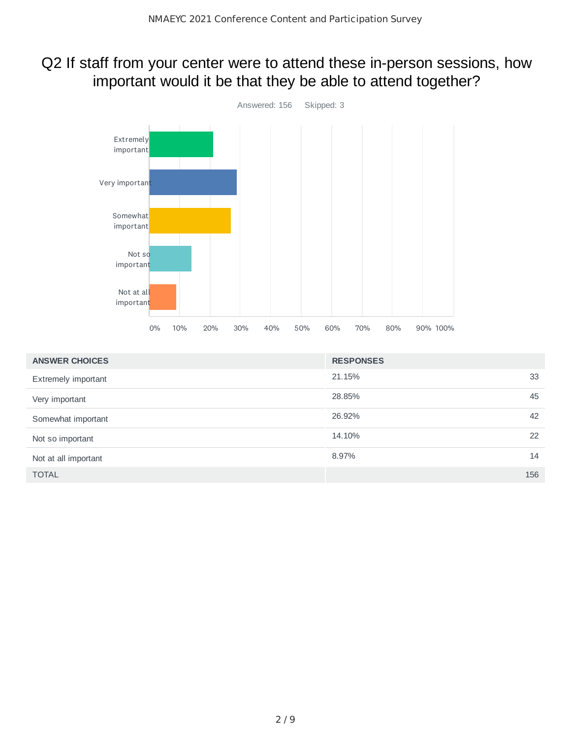## Q2 If staff from your center were to attend these in-person sessions, how important would it be that they be able to attend together?

Answered: 156 Skipped: 3

| ANSWER CHOICES | RESPONSES | |
|---|---|---|
| Extremely important | 21.15% | 33 |
| Very important | 28.85% | 45 |
| Somewhat important | 26.92% | 42 |
| Not so important | 14.10% | 22 |
| Not at all important | 8.97% | 14 |
| TOTAL | | 156 |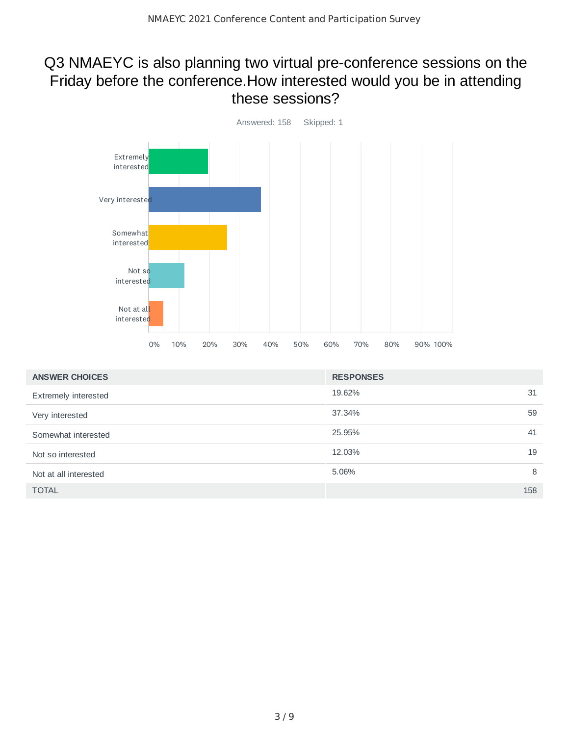## Q3 NMAEYC is also planning two virtual pre-conference sessions on the Friday before the conference.How interested would you be in attending these sessions?

Answered: 158    Skipped: 1

| ANSWER CHOICES | RESPONSES | |
|---|---|---|
| Extremely interested | 19.62% | 31 |
| Very interested | 37.34% | 59 |
| Somewhat interested | 25.95% | 41 |
| Not so interested | 12.03% | 19 |
| Not at all interested | 5.06% | 8 |
| TOTAL | | 158 |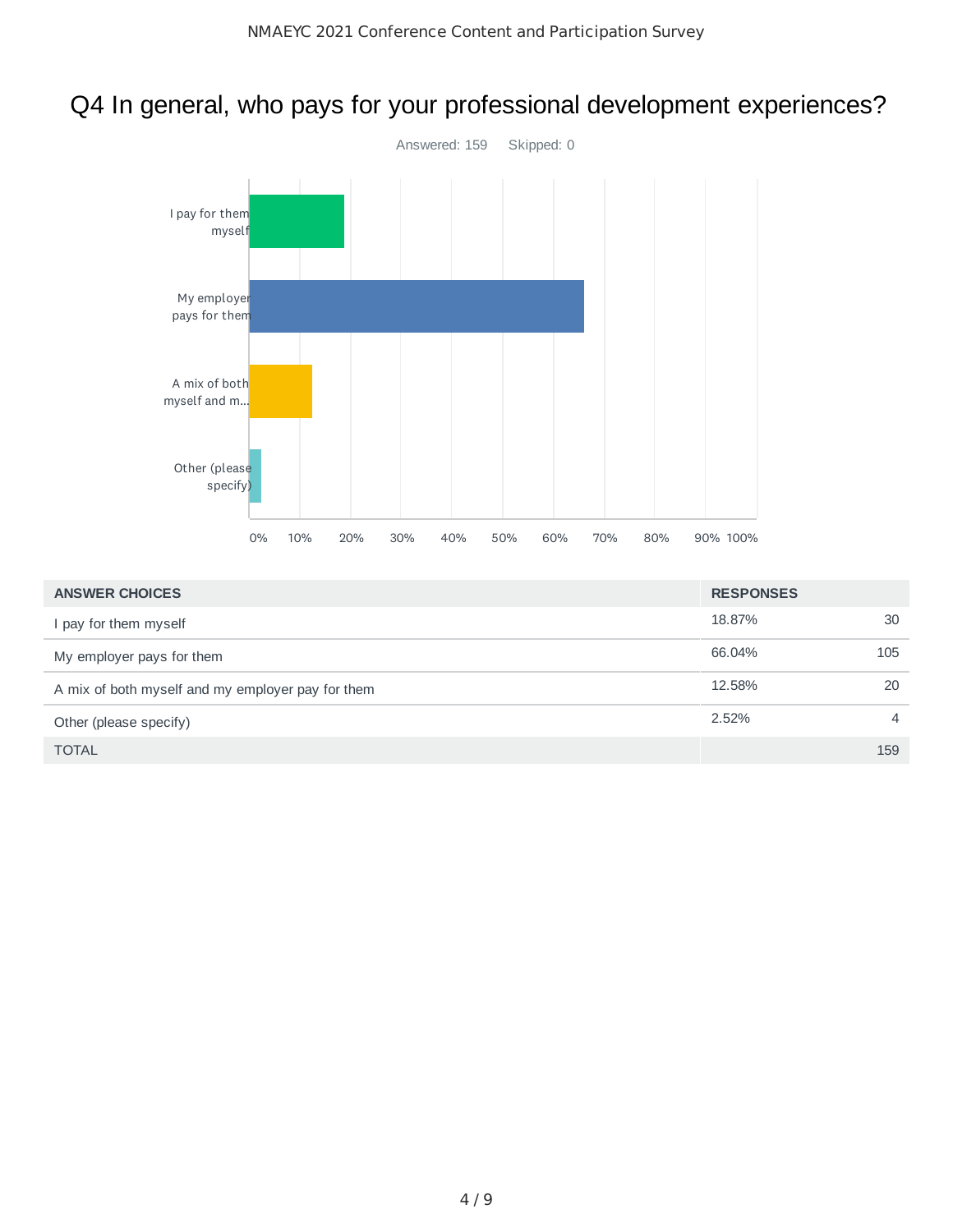## Q4 In general, who pays for your professional development experiences?

Answered: 159    Skipped: 0

| ANSWER CHOICES | RESPONSES | |
|---|---|---|
| I pay for them myself | 18.87% | 30 |
| My employer pays for them | 66.04% | 105 |
| A mix of both myself and my employer pay for them | 12.58% | 20 |
| Other (please specify) | 2.52% | 4 |
| TOTAL | | 159 |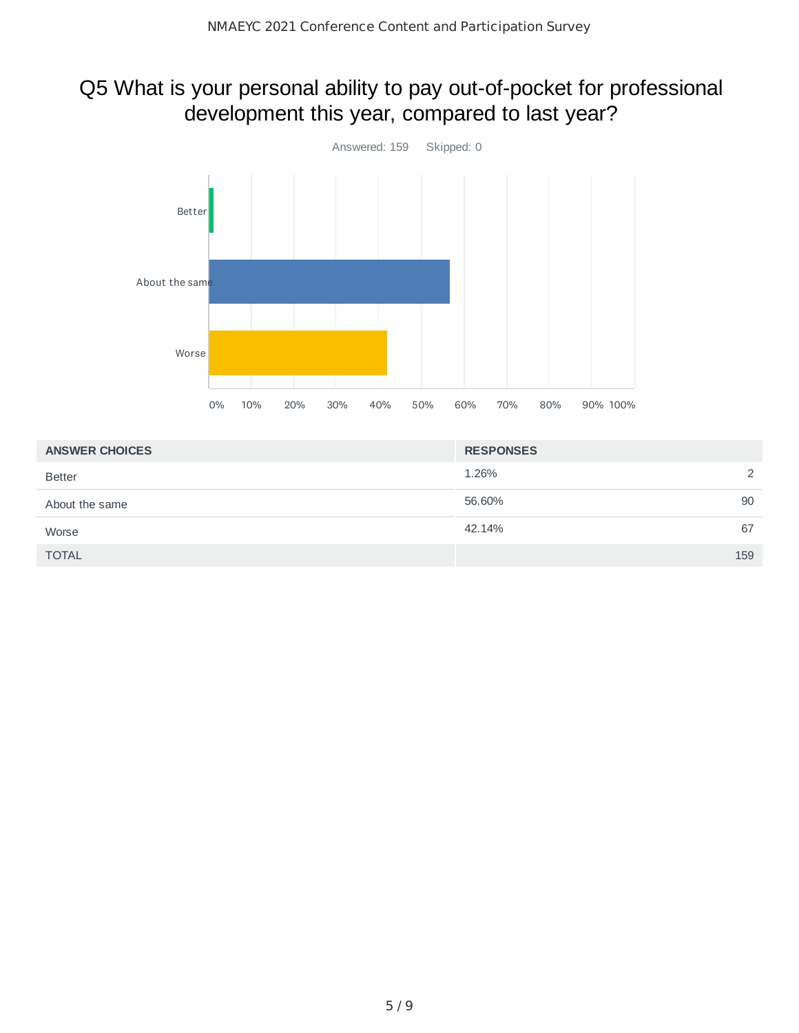# Q5 What is your personal ability to pay out-of-pocket for professional development this year, compared to last year?

Answered: 159 Skipped: 0

| ANSWER CHOICES | RESPONSES | |
|---|---|---|
| Better | 1.26% | 2 |
| About the same | 56.60% | 90 |
| Worse | 42.14% | 67 |
| TOTAL | | 159 |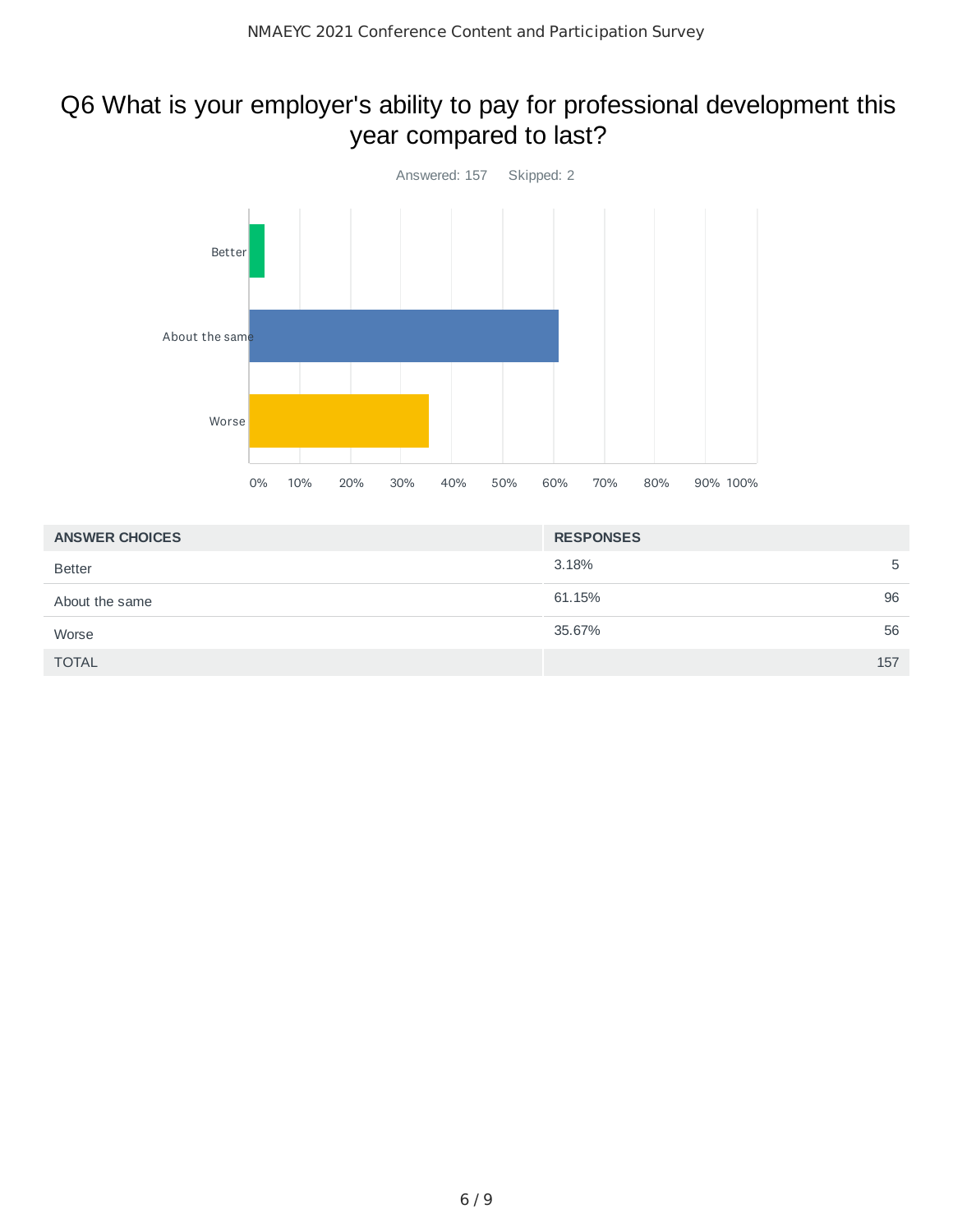# Q6 What is your employer's ability to pay for professional development this year compared to last?

Answered: 157    Skipped: 2

| ANSWER CHOICES | RESPONSES | |
|---|---|---|
| Better | 3.18% | 5 |
| About the same | 61.15% | 96 |
| Worse | 35.67% | 56 |
| TOTAL | | 157 |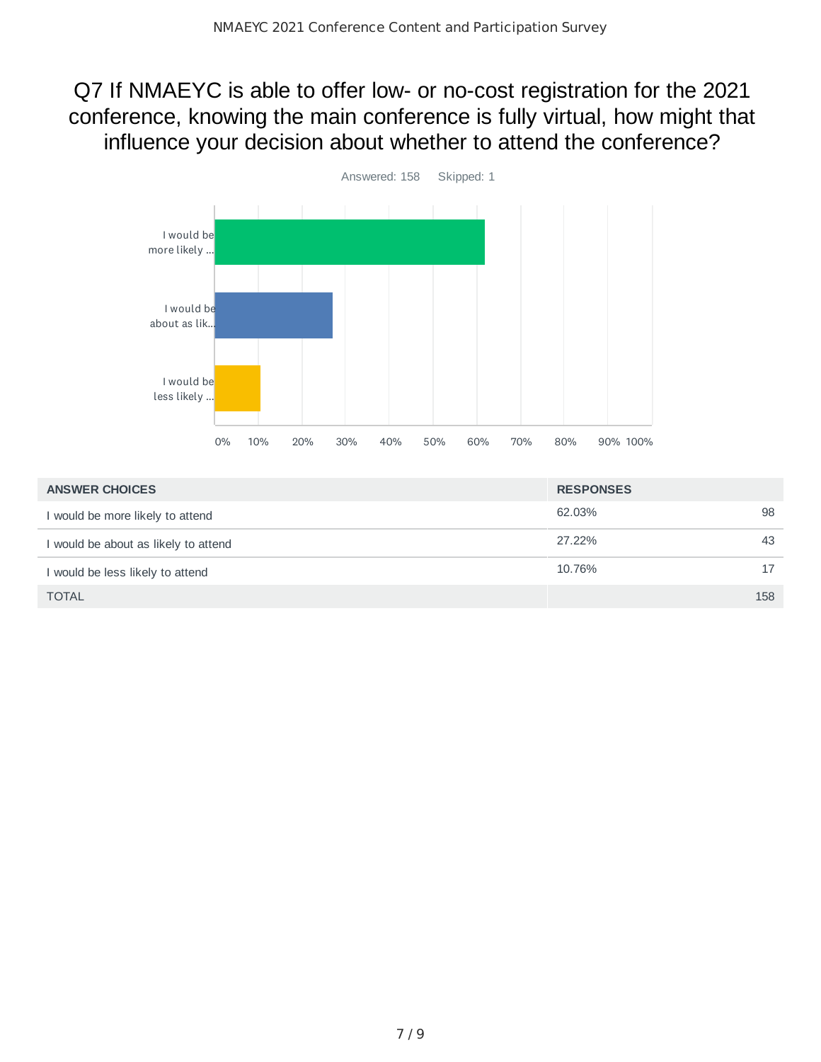# Q7 If NMAEYC is able to offer low- or no-cost registration for the 2021 conference, knowing the main conference is fully virtual, how might that influence your decision about whether to attend the conference?

Answered: 158 Skipped: 1

| ANSWER CHOICES | RESPONSES | |
|---|---|---|
| I would be more likely to attend | 62.03% | 98 |
| I would be about as likely to attend | 27.22% | 43 |
| I would be less likely to attend | 10.76% | 17 |
| TOTAL | | 158 |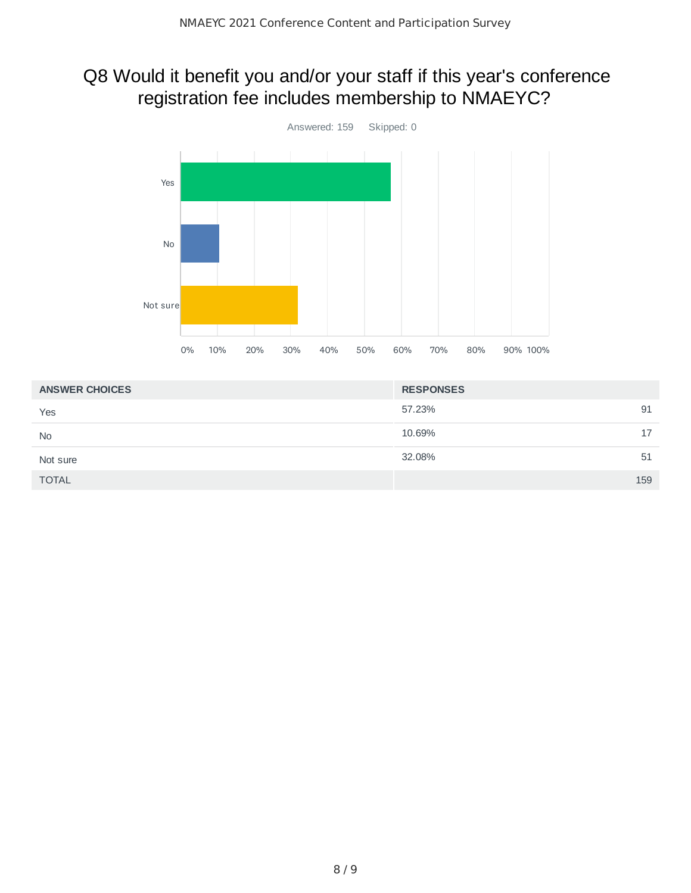## Q8 Would it benefit you and/or your staff if this year's conference registration fee includes membership to NMAEYC?

Answered: 159 Skipped: 0

Yes

No

Not sure

0% 10% 20% 30% 40% 50% 60% 70% 80% 90% 100%

| ANSWER CHOICES | RESPONSES | |
|---|---|---|
| Yes | 57.23% | 91 |
| No | 10.69% | 17 |
| Not sure | 32.08% | 51 |
| TOTAL | | 159 |